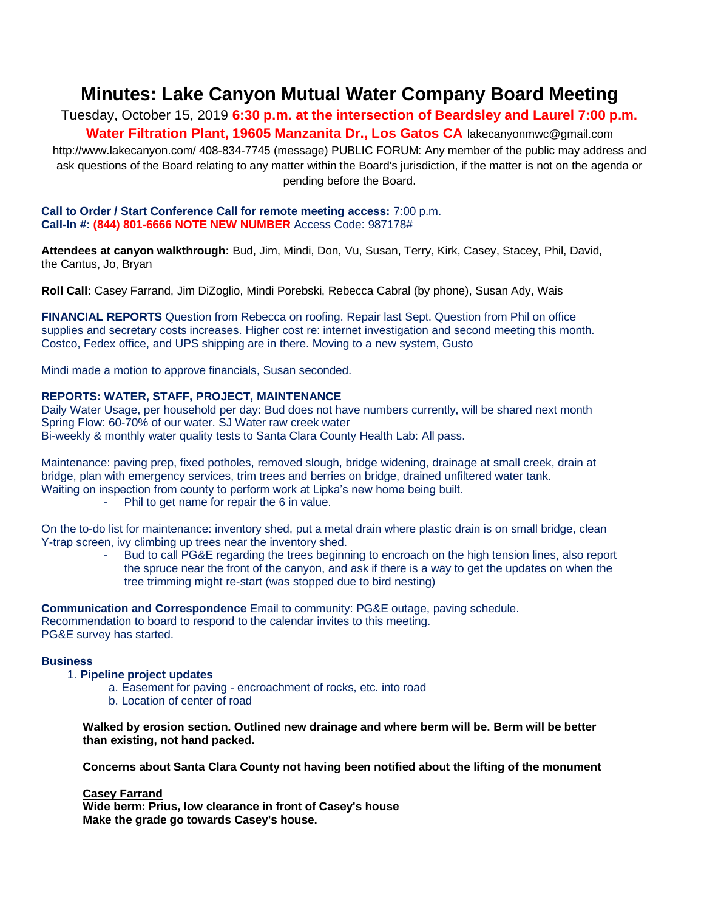# Minutes: Lake Canyon Mutual Water Company Board Meeting

Tuesday, October 15, 2019 **6:30 p.m. at the intersection of Beardsley and Laurel 7:00 p.m. Water Filtration Plant, 19605 Manzanita Dr., Los Gatos CA** lakecanyonmwc@gmail.com http://www.lakecanyon.com/ 408-834-7745 (message) PUBLIC FORUM: Any member of the public may address and ask questions of the Board relating to any matter within the Board's jurisdiction, if the matter is not on the agenda or pending before the Board.

**Call to Order / Start Conference Call for remote meeting access:** 7:00 p.m.
**Call-In #: (844) 801-6666 NOTE NEW NUMBER** Access Code: 987178#

**Attendees at canyon walkthrough:** Bud, Jim, Mindi, Don, Vu, Susan, Terry, Kirk, Casey, Stacey, Phil, David, the Cantus, Jo, Bryan

**Roll Call:** Casey Farrand, Jim DiZoglio, Mindi Porebski, Rebecca Cabral (by phone), Susan Ady, Wais

**FINANCIAL REPORTS** Question from Rebecca on roofing. Repair last Sept. Question from Phil on office supplies and secretary costs increases. Higher cost re: internet investigation and second meeting this month. Costco, Fedex office, and UPS shipping are in there. Moving to a new system, Gusto

Mindi made a motion to approve financials, Susan seconded.

**REPORTS: WATER, STAFF, PROJECT, MAINTENANCE**
Daily Water Usage, per household per day: Bud does not have numbers currently, will be shared next month
Spring Flow: 60-70% of our water. SJ Water raw creek water
Bi-weekly & monthly water quality tests to Santa Clara County Health Lab: All pass.

Maintenance: paving prep, fixed potholes, removed slough, bridge widening, drainage at small creek, drain at bridge, plan with emergency services, trim trees and berries on bridge, drained unfiltered water tank.
Waiting on inspection from county to perform work at Lipka's new home being built.

- Phil to get name for repair the 6 in value.

On the to-do list for maintenance: inventory shed, put a metal drain where plastic drain is on small bridge, clean Y-trap screen, ivy climbing up trees near the inventory shed.

- Bud to call PG&E regarding the trees beginning to encroach on the high tension lines, also report the spruce near the front of the canyon, and ask if there is a way to get the updates on when the tree trimming might re-start (was stopped due to bird nesting)

**Communication and Correspondence** Email to community: PG&E outage, paving schedule.
Recommendation to board to respond to the calendar invites to this meeting.
PG&E survey has started.

**Business**

1. **Pipeline project updates**
   a. Easement for paving - encroachment of rocks, etc. into road
   b. Location of center of road

**Walked by erosion section. Outlined new drainage and where berm will be. Berm will be better than existing, not hand packed.**

**Concerns about Santa Clara County not having been notified about the lifting of the monument**

**<u>Casey Farrand</u>**
**Wide berm: Prius, low clearance in front of Casey's house**
**Make the grade go towards Casey's house.**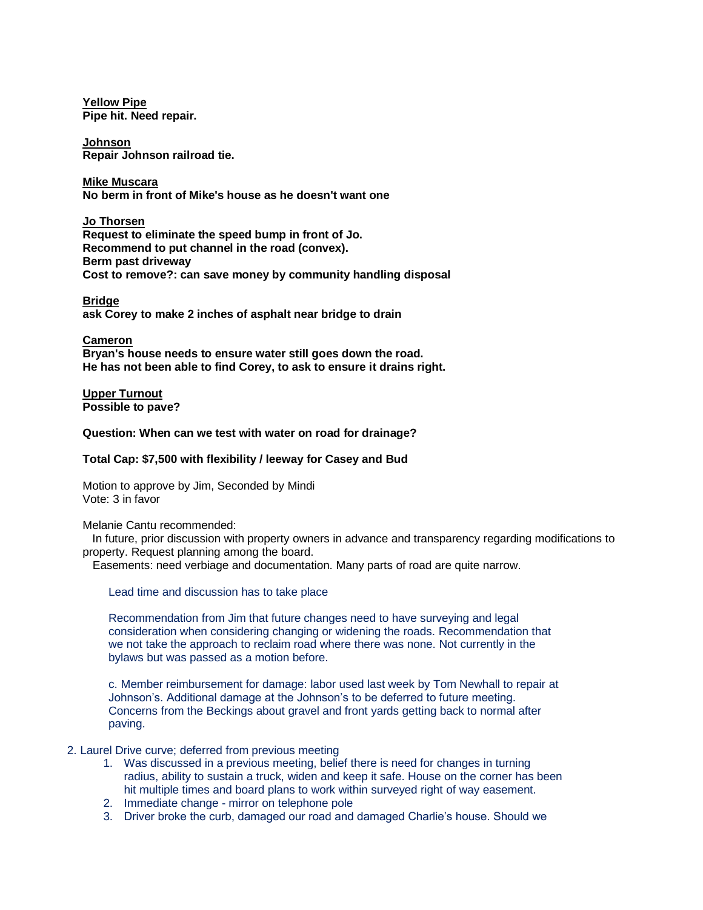**<u>Yellow Pipe</u>**
**Pipe hit. Need repair.**

**<u>Johnson</u>**
**Repair Johnson railroad tie.**

**<u>Mike Muscara</u>**
**No berm in front of Mike's house as he doesn't want one**

**<u>Jo Thorsen</u>**
**Request to eliminate the speed bump in front of Jo.**
**Recommend to put channel in the road (convex).**
**Berm past driveway**
**Cost to remove?: can save money by community handling disposal**

**<u>Bridge</u>**
**ask Corey to make 2 inches of asphalt near bridge to drain**

**<u>Cameron</u>**
**Bryan's house needs to ensure water still goes down the road.**
**He has not been able to find Corey, to ask to ensure it drains right.**

**<u>Upper Turnout</u>**
**Possible to pave?**

**Question: When can we test with water on road for drainage?**

**Total Cap: $7,500 with flexibility / leeway for Casey and Bud**

Motion to approve by Jim, Seconded by Mindi
Vote: 3 in favor

Melanie Cantu recommended:

In future, prior discussion with property owners in advance and transparency regarding modifications to property. Request planning among the board.

Easements: need verbiage and documentation. Many parts of road are quite narrow.

Lead time and discussion has to take place

Recommendation from Jim that future changes need to have surveying and legal consideration when considering changing or widening the roads. Recommendation that we not take the approach to reclaim road where there was none. Not currently in the bylaws but was passed as a motion before.

c. Member reimbursement for damage: labor used last week by Tom Newhall to repair at Johnson's. Additional damage at the Johnson's to be deferred to future meeting. Concerns from the Beckings about gravel and front yards getting back to normal after paving.

2. Laurel Drive curve; deferred from previous meeting
    1. Was discussed in a previous meeting, belief there is need for changes in turning radius, ability to sustain a truck, widen and keep it safe. House on the corner has been hit multiple times and board plans to work within surveyed right of way easement.
    2. Immediate change - mirror on telephone pole
    3. Driver broke the curb, damaged our road and damaged Charlie's house. Should we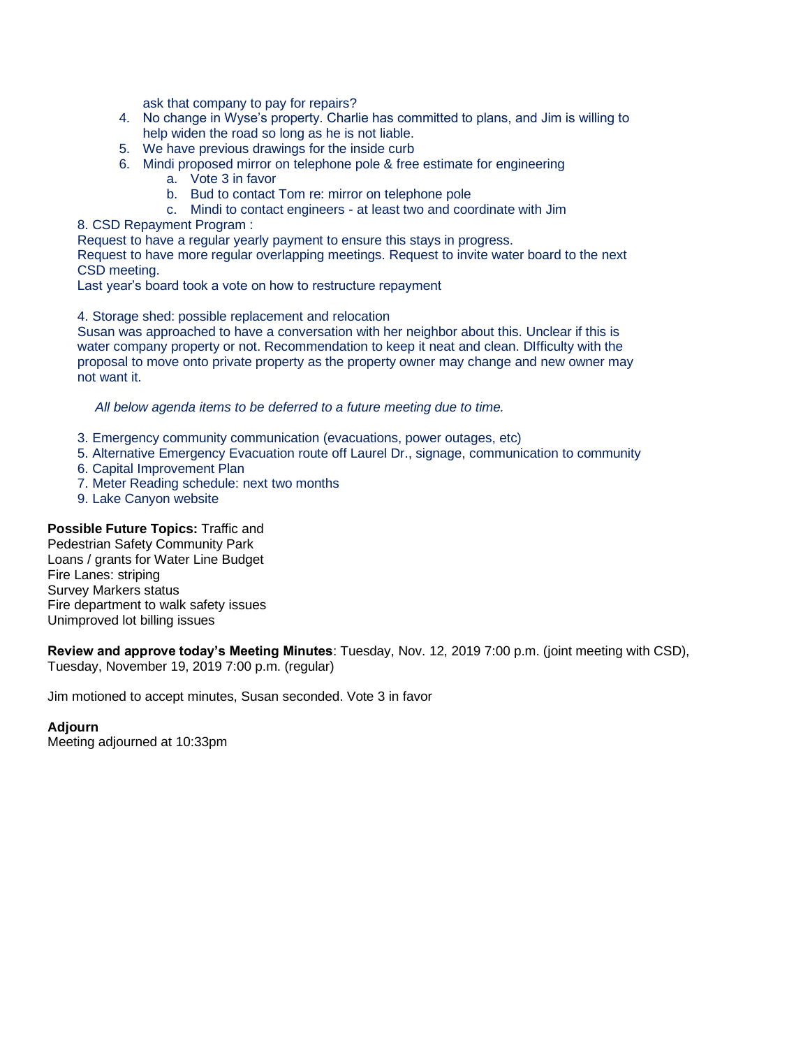ask that company to pay for repairs?

4. No change in Wyse's property. Charlie has committed to plans, and Jim is willing to help widen the road so long as he is not liable.
5. We have previous drawings for the inside curb
6. Mindi proposed mirror on telephone pole & free estimate for engineering
   a. Vote 3 in favor
   b. Bud to contact Tom re: mirror on telephone pole
   c. Mindi to contact engineers - at least two and coordinate with Jim

8. CSD Repayment Program :
Request to have a regular yearly payment to ensure this stays in progress.
Request to have more regular overlapping meetings. Request to invite water board to the next CSD meeting.
Last year's board took a vote on how to restructure repayment

4. Storage shed: possible replacement and relocation
Susan was approached to have a conversation with her neighbor about this. Unclear if this is water company property or not. Recommendation to keep it neat and clean. DIfficulty with the proposal to move onto private property as the property owner may change and new owner may not want it.

*All below agenda items to be deferred to a future meeting due to time.*

3. Emergency community communication (evacuations, power outages, etc)
5. Alternative Emergency Evacuation route off Laurel Dr., signage, communication to community
6. Capital Improvement Plan
7. Meter Reading schedule: next two months
9. Lake Canyon website

**Possible Future Topics:** Traffic and
Pedestrian Safety Community Park
Loans / grants for Water Line Budget
Fire Lanes: striping
Survey Markers status
Fire department to walk safety issues
Unimproved lot billing issues

**Review and approve today's Meeting Minutes**: Tuesday, Nov. 12, 2019 7:00 p.m. (joint meeting with CSD), Tuesday, November 19, 2019 7:00 p.m. (regular)

Jim motioned to accept minutes, Susan seconded. Vote 3 in favor

**Adjourn**
Meeting adjourned at 10:33pm